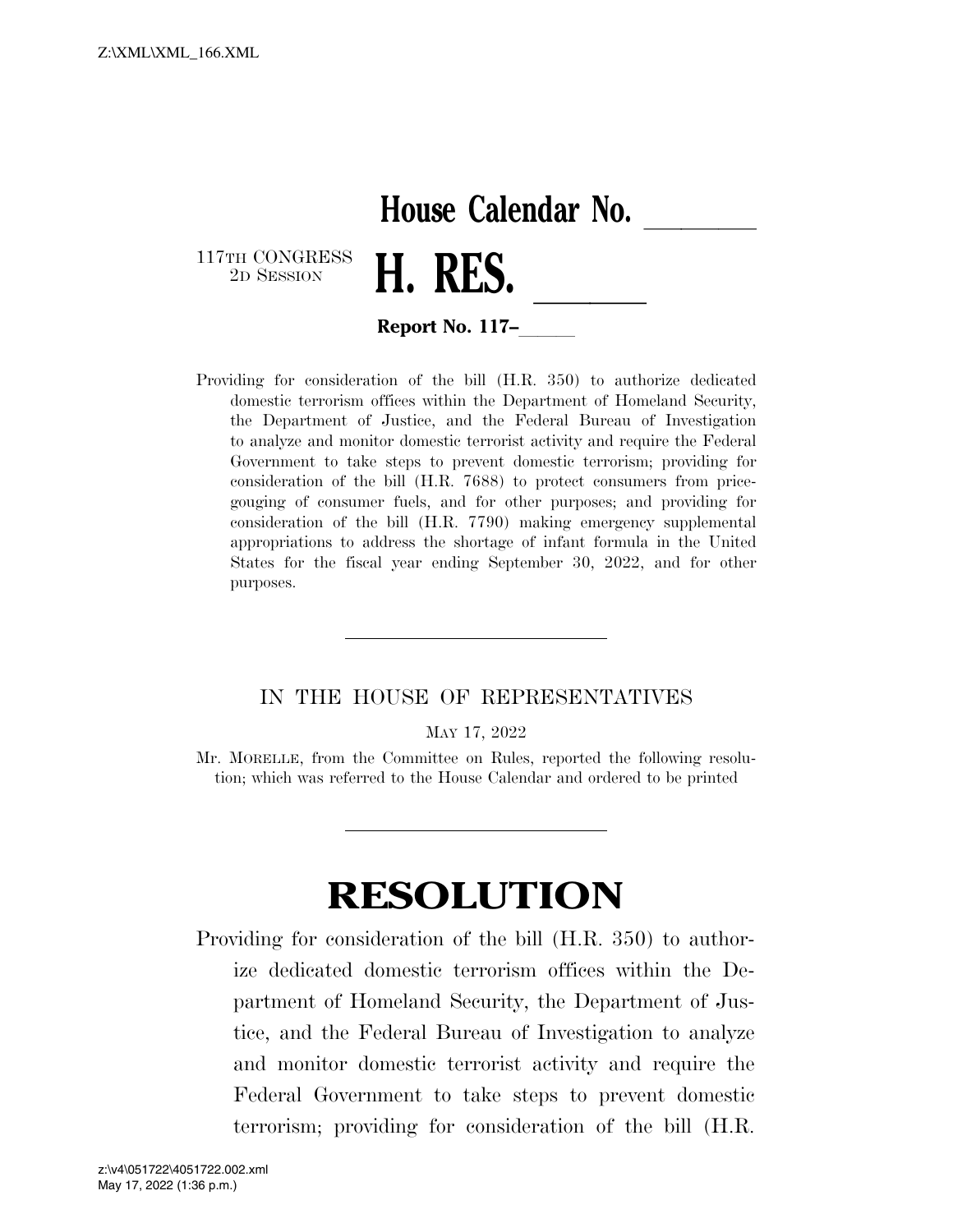# House Calendar No. \_\_\_\_\_\_

117TH CONGRESS
2D SESSION

# H. RES. \_\_\_\_\_\_

**Report No. 117–\_\_\_\_\_\_**

Providing for consideration of the bill (H.R. 350) to authorize dedicated domestic terrorism offices within the Department of Homeland Security, the Department of Justice, and the Federal Bureau of Investigation to analyze and monitor domestic terrorist activity and require the Federal Government to take steps to prevent domestic terrorism; providing for consideration of the bill (H.R. 7688) to protect consumers from price-gouging of consumer fuels, and for other purposes; and providing for consideration of the bill (H.R. 7790) making emergency supplemental appropriations to address the shortage of infant formula in the United States for the fiscal year ending September 30, 2022, and for other purposes.

---

IN THE HOUSE OF REPRESENTATIVES

MAY 17, 2022

Mr. MORELLE, from the Committee on Rules, reported the following resolution; which was referred to the House Calendar and ordered to be printed

---

# RESOLUTION

Providing for consideration of the bill (H.R. 350) to authorize dedicated domestic terrorism offices within the Department of Homeland Security, the Department of Justice, and the Federal Bureau of Investigation to analyze and monitor domestic terrorist activity and require the Federal Government to take steps to prevent domestic terrorism; providing for consideration of the bill (H.R.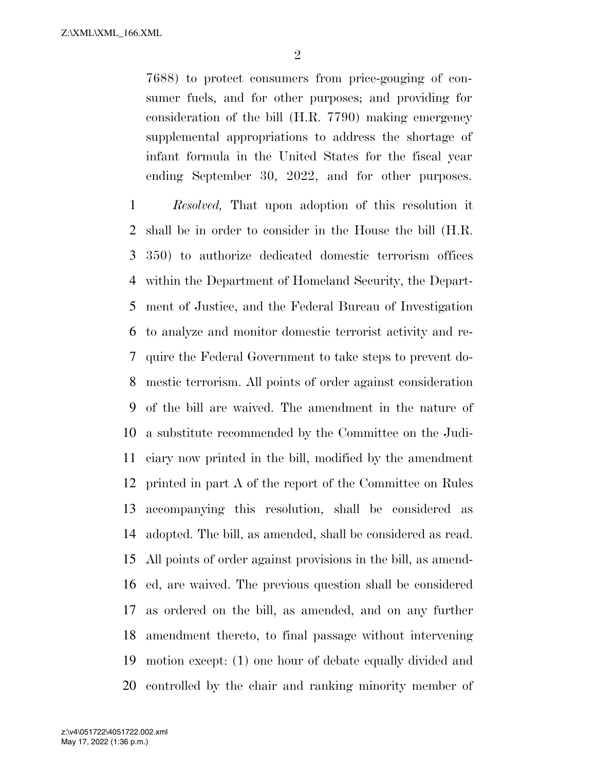7688) to protect consumers from price-gouging of consumer fuels, and for other purposes; and providing for consideration of the bill (H.R. 7790) making emergency supplemental appropriations to address the shortage of infant formula in the United States for the fiscal year ending September 30, 2022, and for other purposes.

*Resolved,* That upon adoption of this resolution it shall be in order to consider in the House the bill (H.R. 350) to authorize dedicated domestic terrorism offices within the Department of Homeland Security, the Department of Justice, and the Federal Bureau of Investigation to analyze and monitor domestic terrorist activity and require the Federal Government to take steps to prevent domestic terrorism. All points of order against consideration of the bill are waived. The amendment in the nature of a substitute recommended by the Committee on the Judiciary now printed in the bill, modified by the amendment printed in part A of the report of the Committee on Rules accompanying this resolution, shall be considered as adopted. The bill, as amended, shall be considered as read. All points of order against provisions in the bill, as amended, are waived. The previous question shall be considered as ordered on the bill, as amended, and on any further amendment thereto, to final passage without intervening motion except: (1) one hour of debate equally divided and controlled by the chair and ranking minority member of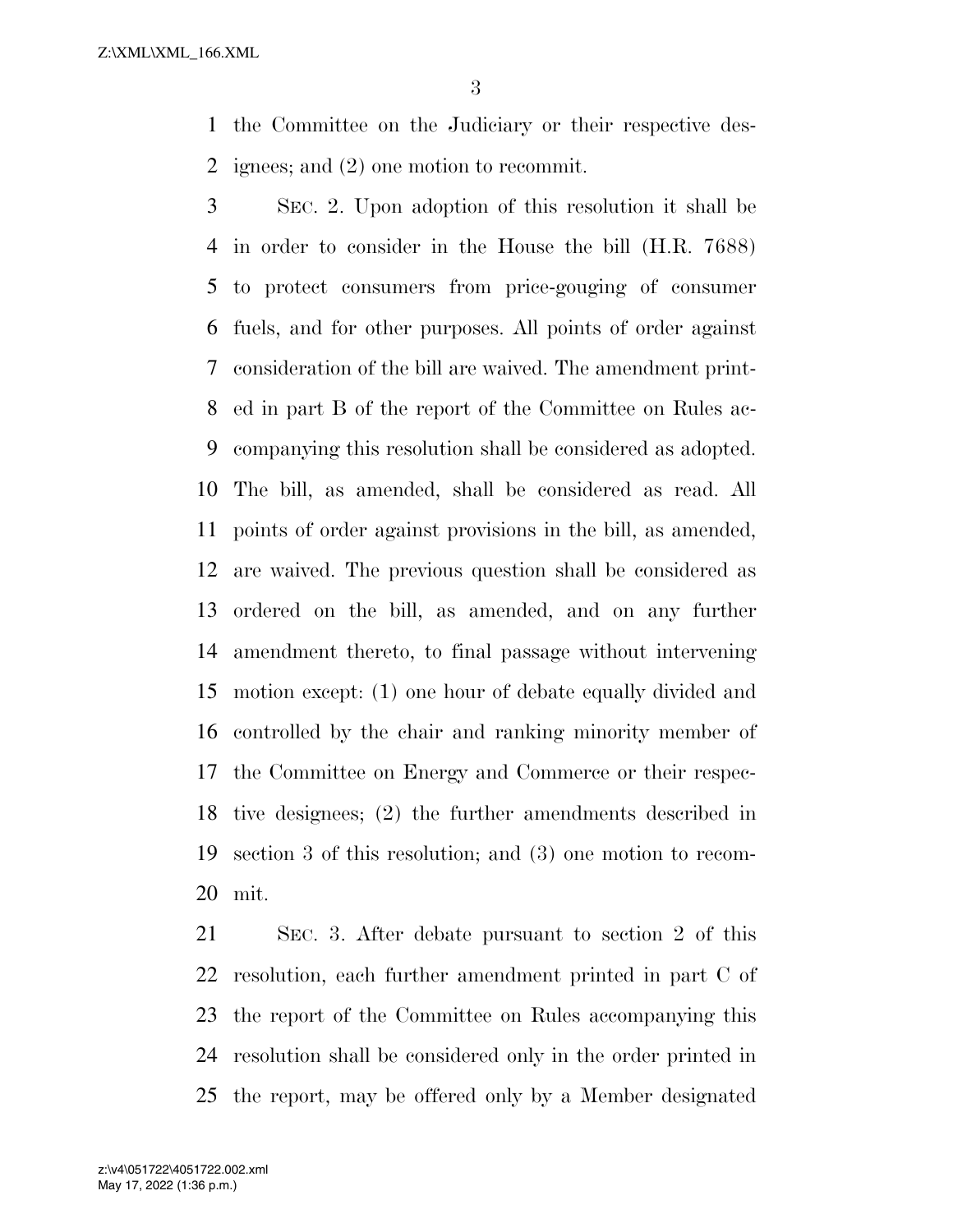the Committee on the Judiciary or their respective designees; and (2) one motion to recommit.

SEC. 2. Upon adoption of this resolution it shall be in order to consider in the House the bill (H.R. 7688) to protect consumers from price-gouging of consumer fuels, and for other purposes. All points of order against consideration of the bill are waived. The amendment printed in part B of the report of the Committee on Rules accompanying this resolution shall be considered as adopted. The bill, as amended, shall be considered as read. All points of order against provisions in the bill, as amended, are waived. The previous question shall be considered as ordered on the bill, as amended, and on any further amendment thereto, to final passage without intervening motion except: (1) one hour of debate equally divided and controlled by the chair and ranking minority member of the Committee on Energy and Commerce or their respective designees; (2) the further amendments described in section 3 of this resolution; and (3) one motion to recommit.

SEC. 3. After debate pursuant to section 2 of this resolution, each further amendment printed in part C of the report of the Committee on Rules accompanying this resolution shall be considered only in the order printed in the report, may be offered only by a Member designated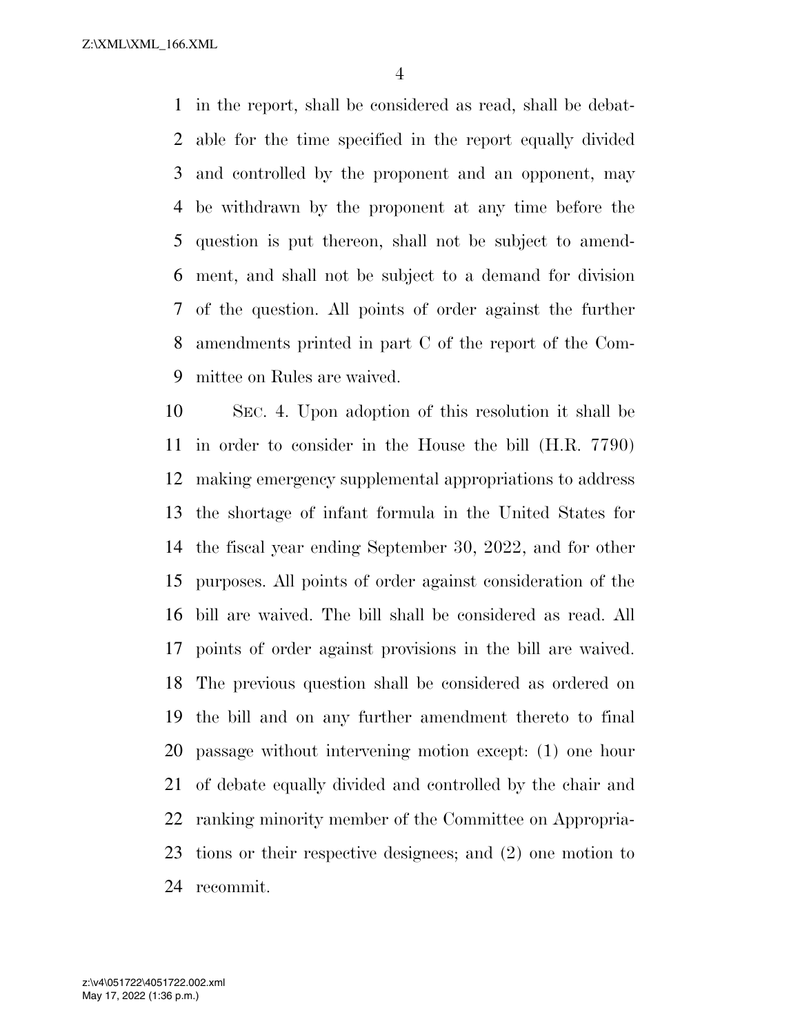in the report, shall be considered as read, shall be debatable for the time specified in the report equally divided and controlled by the proponent and an opponent, may be withdrawn by the proponent at any time before the question is put thereon, shall not be subject to amendment, and shall not be subject to a demand for division of the question. All points of order against the further amendments printed in part C of the report of the Committee on Rules are waived.

SEC. 4. Upon adoption of this resolution it shall be in order to consider in the House the bill (H.R. 7790) making emergency supplemental appropriations to address the shortage of infant formula in the United States for the fiscal year ending September 30, 2022, and for other purposes. All points of order against consideration of the bill are waived. The bill shall be considered as read. All points of order against provisions in the bill are waived. The previous question shall be considered as ordered on the bill and on any further amendment thereto to final passage without intervening motion except: (1) one hour of debate equally divided and controlled by the chair and ranking minority member of the Committee on Appropriations or their respective designees; and (2) one motion to recommit.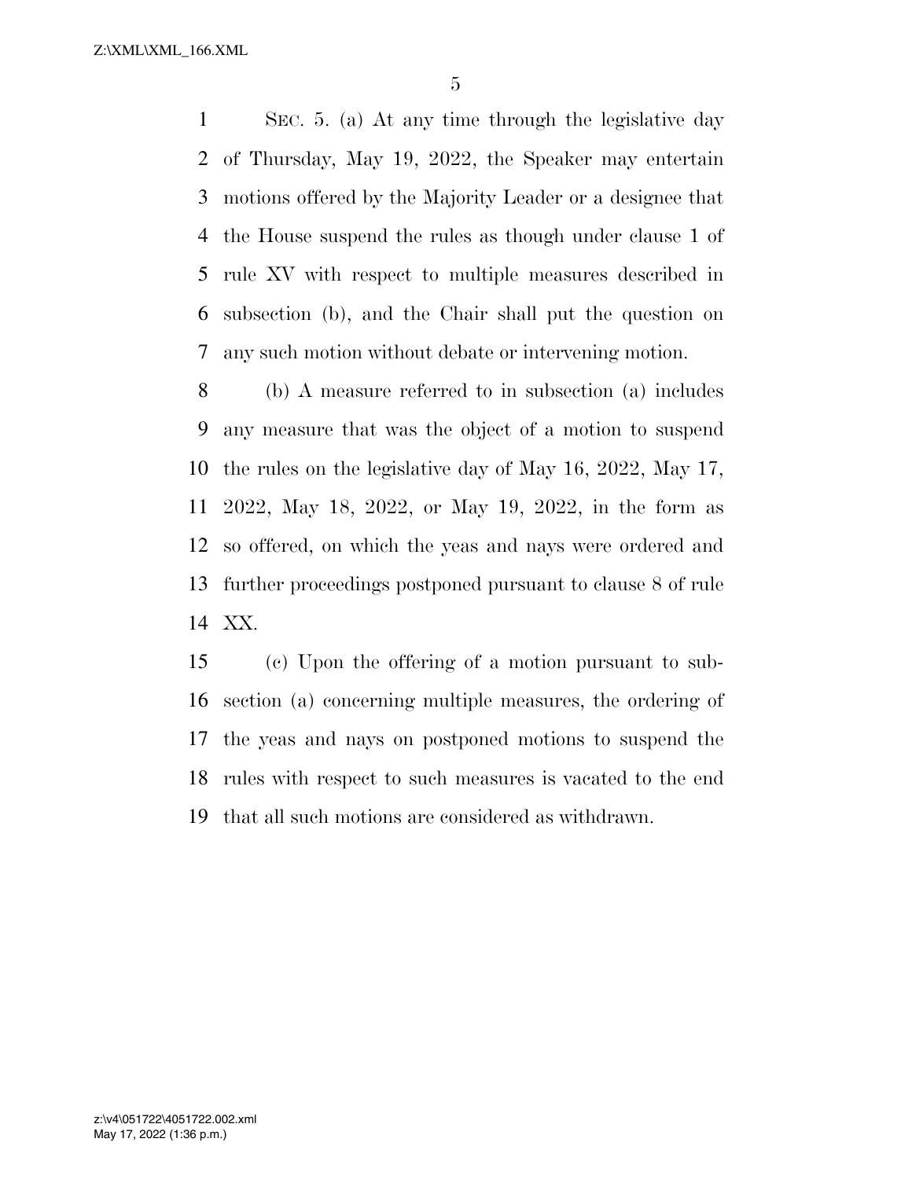SEC. 5. (a) At any time through the legislative day of Thursday, May 19, 2022, the Speaker may entertain motions offered by the Majority Leader or a designee that the House suspend the rules as though under clause 1 of rule XV with respect to multiple measures described in subsection (b), and the Chair shall put the question on any such motion without debate or intervening motion.

(b) A measure referred to in subsection (a) includes any measure that was the object of a motion to suspend the rules on the legislative day of May 16, 2022, May 17, 2022, May 18, 2022, or May 19, 2022, in the form as so offered, on which the yeas and nays were ordered and further proceedings postponed pursuant to clause 8 of rule XX.

(c) Upon the offering of a motion pursuant to subsection (a) concerning multiple measures, the ordering of the yeas and nays on postponed motions to suspend the rules with respect to such measures is vacated to the end that all such motions are considered as withdrawn.